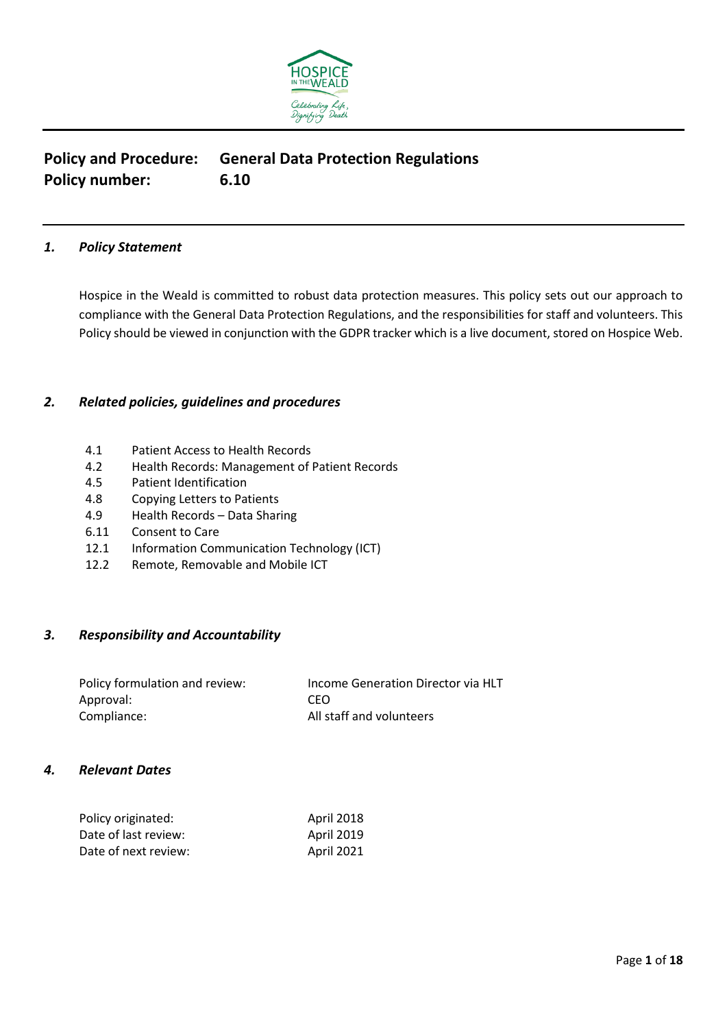**Policy and Procedure:** **General Data Protection Regulations**
**Policy number:** **6.10**

## *1. Policy Statement*

Hospice in the Weald is committed to robust data protection measures. This policy sets out our approach to compliance with the General Data Protection Regulations, and the responsibilities for staff and volunteers. This Policy should be viewed in conjunction with the GDPR tracker which is a live document, stored on Hospice Web.

## *2. Related policies, guidelines and procedures*

| | |
|---|---|
| 4.1 | Patient Access to Health Records |
| 4.2 | Health Records: Management of Patient Records |
| 4.5 | Patient Identification |
| 4.8 | Copying Letters to Patients |
| 4.9 | Health Records – Data Sharing |
| 6.11 | Consent to Care |
| 12.1 | Information Communication Technology (ICT) |
| 12.2 | Remote, Removable and Mobile ICT |

## *3. Responsibility and Accountability*

| | |
|---|---|
| Policy formulation and review: | Income Generation Director via HLT |
| Approval: | CEO |
| Compliance: | All staff and volunteers |

## *4. Relevant Dates*

| | |
|---|---|
| Policy originated: | April 2018 |
| Date of last review: | April 2019 |
| Date of next review: | April 2021 |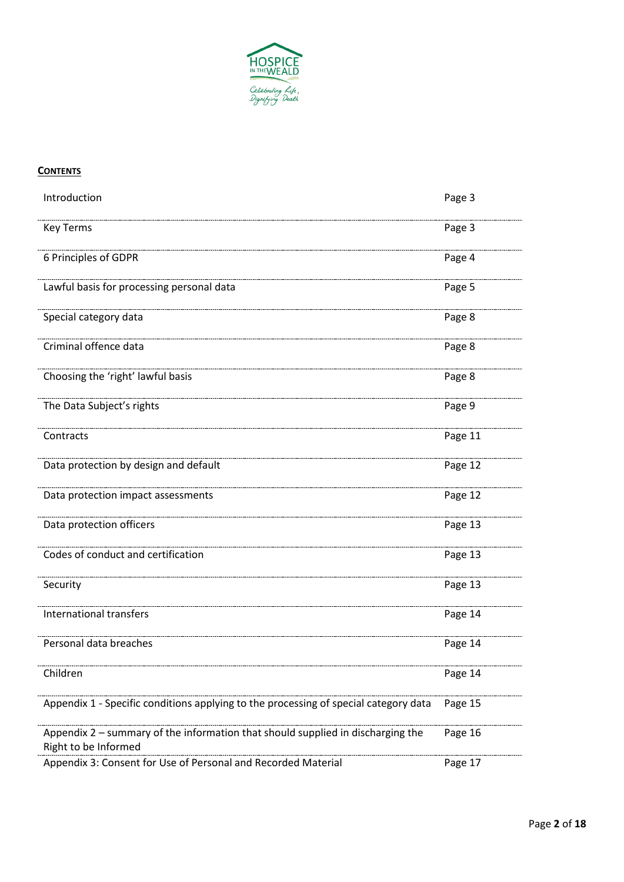**CONTENTS**

| | |
|---|---|
| Introduction | Page 3 |
| Key Terms | Page 3 |
| 6 Principles of GDPR | Page 4 |
| Lawful basis for processing personal data | Page 5 |
| Special category data | Page 8 |
| Criminal offence data | Page 8 |
| Choosing the 'right' lawful basis | Page 8 |
| The Data Subject's rights | Page 9 |
| Contracts | Page 11 |
| Data protection by design and default | Page 12 |
| Data protection impact assessments | Page 12 |
| Data protection officers | Page 13 |
| Codes of conduct and certification | Page 13 |
| Security | Page 13 |
| International transfers | Page 14 |
| Personal data breaches | Page 14 |
| Children | Page 14 |
| Appendix 1 - Specific conditions applying to the processing of special category data | Page 15 |
| Appendix 2 – summary of the information that should supplied in discharging the Right to be Informed | Page 16 |
| Appendix 3: Consent for Use of Personal and Recorded Material | Page 17 |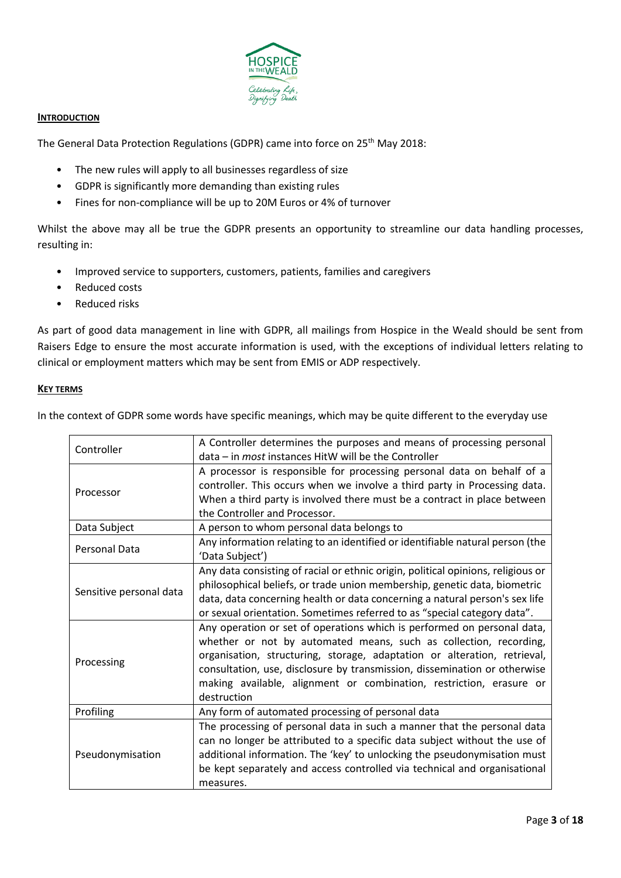## INTRODUCTION

The General Data Protection Regulations (GDPR) came into force on 25th May 2018:

- The new rules will apply to all businesses regardless of size
- GDPR is significantly more demanding than existing rules
- Fines for non-compliance will be up to 20M Euros or 4% of turnover

Whilst the above may all be true the GDPR presents an opportunity to streamline our data handling processes, resulting in:

- Improved service to supporters, customers, patients, families and caregivers
- Reduced costs
- Reduced risks

As part of good data management in line with GDPR, all mailings from Hospice in the Weald should be sent from Raisers Edge to ensure the most accurate information is used, with the exceptions of individual letters relating to clinical or employment matters which may be sent from EMIS or ADP respectively.

## KEY TERMS

In the context of GDPR some words have specific meanings, which may be quite different to the everyday use

| Term | Meaning |
|---|---|
| Controller | A Controller determines the purposes and means of processing personal data – in *most* instances HitW will be the Controller |
| Processor | A processor is responsible for processing personal data on behalf of a controller. This occurs when we involve a third party in Processing data. When a third party is involved there must be a contract in place between the Controller and Processor. |
| Data Subject | A person to whom personal data belongs to |
| Personal Data | Any information relating to an identified or identifiable natural person (the 'Data Subject') |
| Sensitive personal data | Any data consisting of racial or ethnic origin, political opinions, religious or philosophical beliefs, or trade union membership, genetic data, biometric data, data concerning health or data concerning a natural person's sex life or sexual orientation. Sometimes referred to as "special category data". |
| Processing | Any operation or set of operations which is performed on personal data, whether or not by automated means, such as collection, recording, organisation, structuring, storage, adaptation or alteration, retrieval, consultation, use, disclosure by transmission, dissemination or otherwise making available, alignment or combination, restriction, erasure or destruction |
| Profiling | Any form of automated processing of personal data |
| Pseudonymisation | The processing of personal data in such a manner that the personal data can no longer be attributed to a specific data subject without the use of additional information. The 'key' to unlocking the pseudonymisation must be kept separately and access controlled via technical and organisational measures. |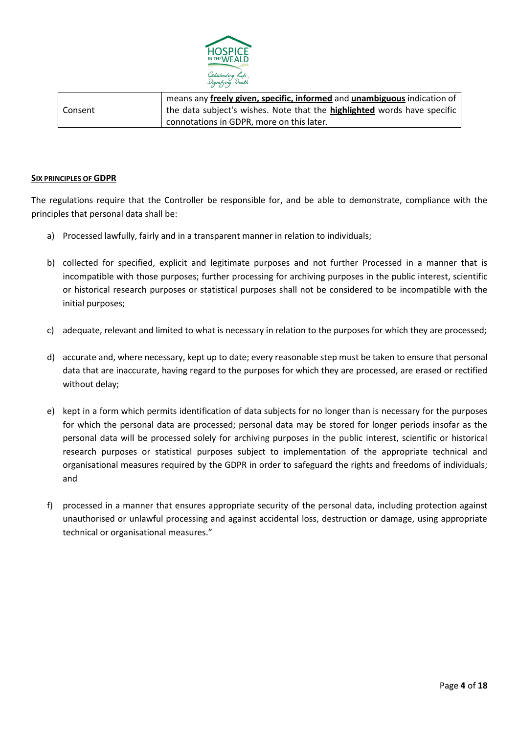| | |
|---|---|
| Consent | means any **freely given, specific, informed** and **unambiguous** indication of the data subject's wishes. Note that the **highlighted** words have specific connotations in GDPR, more on this later. |

## SIX PRINCIPLES OF GDPR

The regulations require that the Controller be responsible for, and be able to demonstrate, compliance with the principles that personal data shall be:

a) Processed lawfully, fairly and in a transparent manner in relation to individuals;

b) collected for specified, explicit and legitimate purposes and not further Processed in a manner that is incompatible with those purposes; further processing for archiving purposes in the public interest, scientific or historical research purposes or statistical purposes shall not be considered to be incompatible with the initial purposes;

c) adequate, relevant and limited to what is necessary in relation to the purposes for which they are processed;

d) accurate and, where necessary, kept up to date; every reasonable step must be taken to ensure that personal data that are inaccurate, having regard to the purposes for which they are processed, are erased or rectified without delay;

e) kept in a form which permits identification of data subjects for no longer than is necessary for the purposes for which the personal data are processed; personal data may be stored for longer periods insofar as the personal data will be processed solely for archiving purposes in the public interest, scientific or historical research purposes or statistical purposes subject to implementation of the appropriate technical and organisational measures required by the GDPR in order to safeguard the rights and freedoms of individuals; and

f) processed in a manner that ensures appropriate security of the personal data, including protection against unauthorised or unlawful processing and against accidental loss, destruction or damage, using appropriate technical or organisational measures."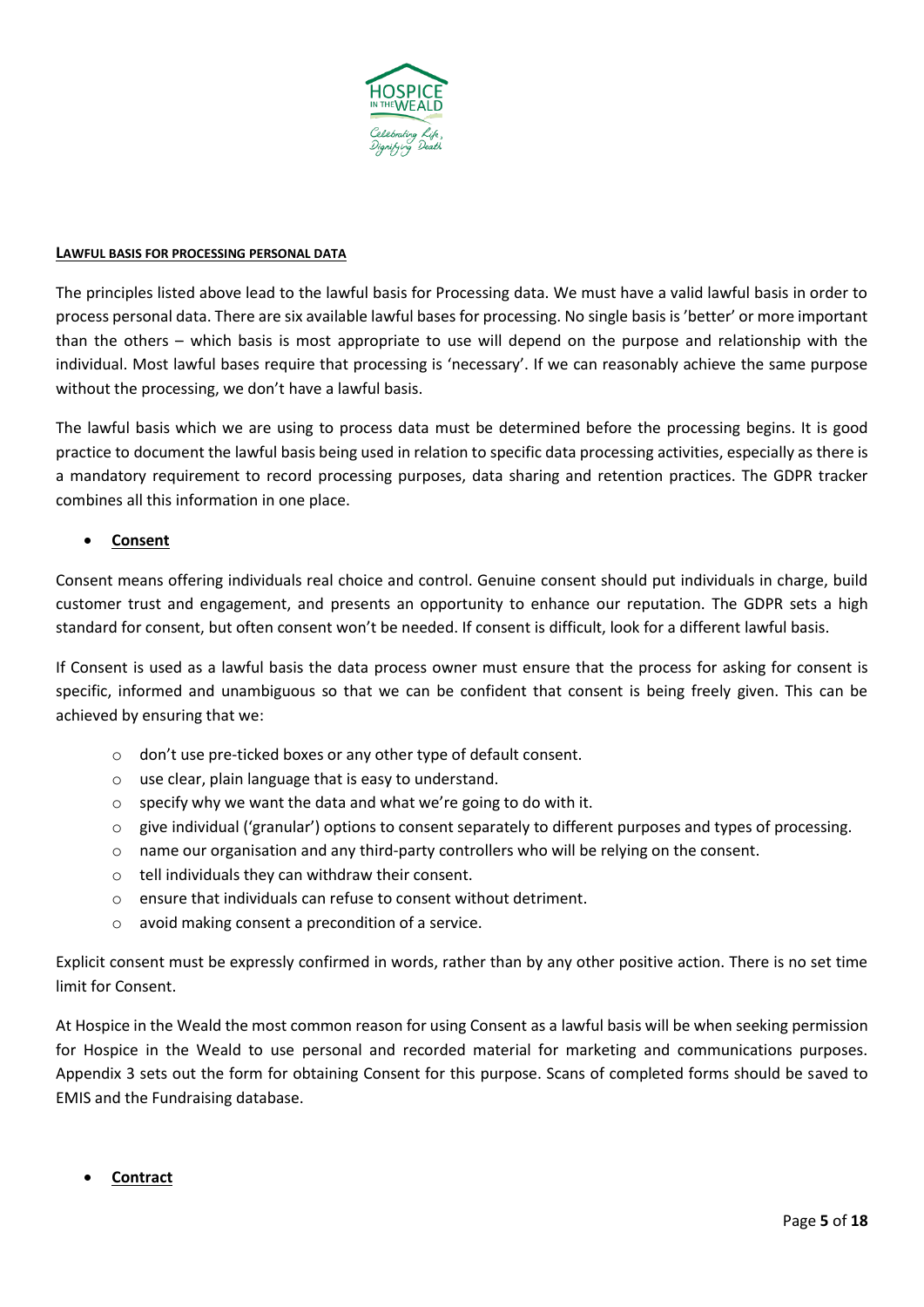## LAWFUL BASIS FOR PROCESSING PERSONAL DATA

The principles listed above lead to the lawful basis for Processing data. We must have a valid lawful basis in order to process personal data. There are six available lawful bases for processing. No single basis is 'better' or more important than the others – which basis is most appropriate to use will depend on the purpose and relationship with the individual. Most lawful bases require that processing is 'necessary'. If we can reasonably achieve the same purpose without the processing, we don't have a lawful basis.

The lawful basis which we are using to process data must be determined before the processing begins. It is good practice to document the lawful basis being used in relation to specific data processing activities, especially as there is a mandatory requirement to record processing purposes, data sharing and retention practices. The GDPR tracker combines all this information in one place.

- **Consent**

Consent means offering individuals real choice and control. Genuine consent should put individuals in charge, build customer trust and engagement, and presents an opportunity to enhance our reputation. The GDPR sets a high standard for consent, but often consent won't be needed. If consent is difficult, look for a different lawful basis.

If Consent is used as a lawful basis the data process owner must ensure that the process for asking for consent is specific, informed and unambiguous so that we can be confident that consent is being freely given. This can be achieved by ensuring that we:

- don't use pre-ticked boxes or any other type of default consent.
- use clear, plain language that is easy to understand.
- specify why we want the data and what we're going to do with it.
- give individual ('granular') options to consent separately to different purposes and types of processing.
- name our organisation and any third-party controllers who will be relying on the consent.
- tell individuals they can withdraw their consent.
- ensure that individuals can refuse to consent without detriment.
- avoid making consent a precondition of a service.

Explicit consent must be expressly confirmed in words, rather than by any other positive action. There is no set time limit for Consent.

At Hospice in the Weald the most common reason for using Consent as a lawful basis will be when seeking permission for Hospice in the Weald to use personal and recorded material for marketing and communications purposes. Appendix 3 sets out the form for obtaining Consent for this purpose. Scans of completed forms should be saved to EMIS and the Fundraising database.

- **Contract**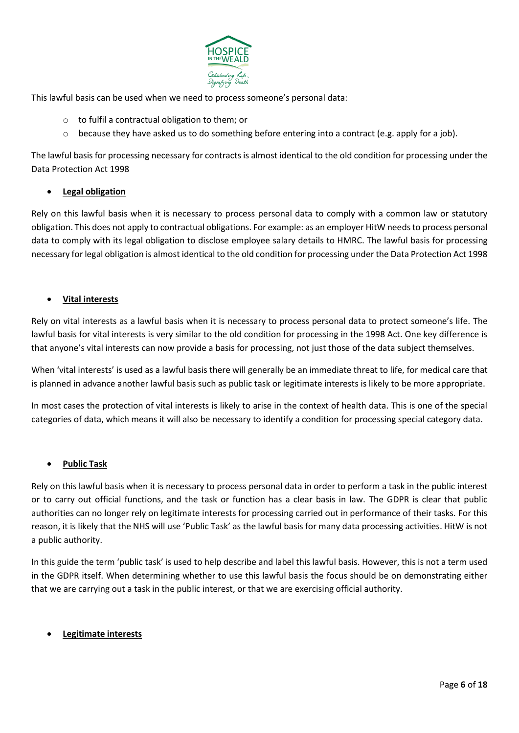This lawful basis can be used when we need to process someone's personal data:

- to fulfil a contractual obligation to them; or
- because they have asked us to do something before entering into a contract (e.g. apply for a job).

The lawful basis for processing necessary for contracts is almost identical to the old condition for processing under the Data Protection Act 1998

- **Legal obligation**

Rely on this lawful basis when it is necessary to process personal data to comply with a common law or statutory obligation. This does not apply to contractual obligations. For example: as an employer HitW needs to process personal data to comply with its legal obligation to disclose employee salary details to HMRC. The lawful basis for processing necessary for legal obligation is almost identical to the old condition for processing under the Data Protection Act 1998

- **Vital interests**

Rely on vital interests as a lawful basis when it is necessary to process personal data to protect someone's life. The lawful basis for vital interests is very similar to the old condition for processing in the 1998 Act. One key difference is that anyone's vital interests can now provide a basis for processing, not just those of the data subject themselves.

When 'vital interests' is used as a lawful basis there will generally be an immediate threat to life, for medical care that is planned in advance another lawful basis such as public task or legitimate interests is likely to be more appropriate.

In most cases the protection of vital interests is likely to arise in the context of health data. This is one of the special categories of data, which means it will also be necessary to identify a condition for processing special category data.

- **Public Task**

Rely on this lawful basis when it is necessary to process personal data in order to perform a task in the public interest or to carry out official functions, and the task or function has a clear basis in law. The GDPR is clear that public authorities can no longer rely on legitimate interests for processing carried out in performance of their tasks. For this reason, it is likely that the NHS will use 'Public Task' as the lawful basis for many data processing activities. HitW is not a public authority.

In this guide the term 'public task' is used to help describe and label this lawful basis. However, this is not a term used in the GDPR itself. When determining whether to use this lawful basis the focus should be on demonstrating either that we are carrying out a task in the public interest, or that we are exercising official authority.

- **Legitimate interests**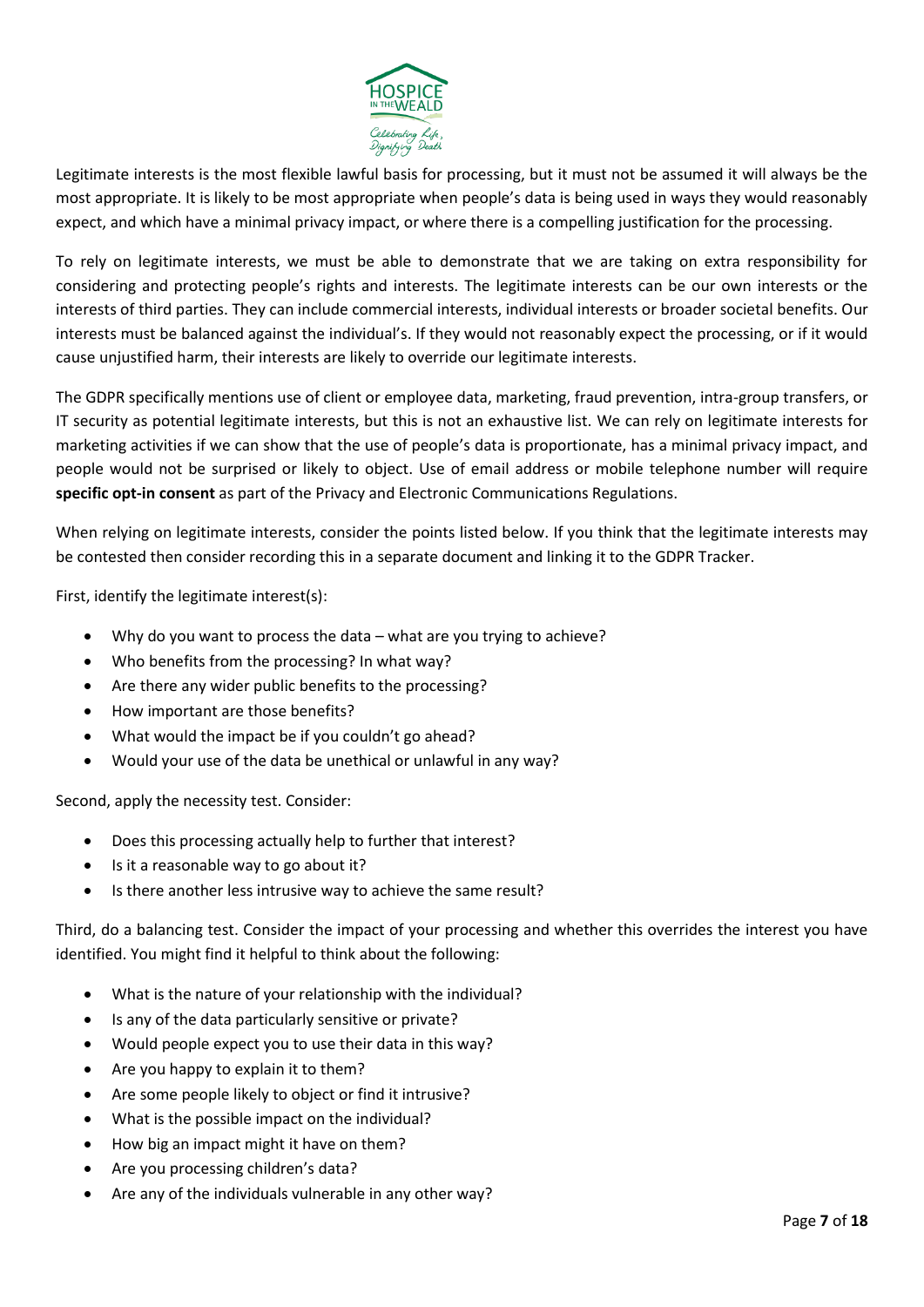Legitimate interests is the most flexible lawful basis for processing, but it must not be assumed it will always be the most appropriate. It is likely to be most appropriate when people's data is being used in ways they would reasonably expect, and which have a minimal privacy impact, or where there is a compelling justification for the processing.

To rely on legitimate interests, we must be able to demonstrate that we are taking on extra responsibility for considering and protecting people's rights and interests. The legitimate interests can be our own interests or the interests of third parties. They can include commercial interests, individual interests or broader societal benefits. Our interests must be balanced against the individual's. If they would not reasonably expect the processing, or if it would cause unjustified harm, their interests are likely to override our legitimate interests.

The GDPR specifically mentions use of client or employee data, marketing, fraud prevention, intra-group transfers, or IT security as potential legitimate interests, but this is not an exhaustive list. We can rely on legitimate interests for marketing activities if we can show that the use of people's data is proportionate, has a minimal privacy impact, and people would not be surprised or likely to object. Use of email address or mobile telephone number will require **specific opt-in consent** as part of the Privacy and Electronic Communications Regulations.

When relying on legitimate interests, consider the points listed below. If you think that the legitimate interests may be contested then consider recording this in a separate document and linking it to the GDPR Tracker.

First, identify the legitimate interest(s):

- Why do you want to process the data – what are you trying to achieve?
- Who benefits from the processing? In what way?
- Are there any wider public benefits to the processing?
- How important are those benefits?
- What would the impact be if you couldn't go ahead?
- Would your use of the data be unethical or unlawful in any way?

Second, apply the necessity test. Consider:

- Does this processing actually help to further that interest?
- Is it a reasonable way to go about it?
- Is there another less intrusive way to achieve the same result?

Third, do a balancing test. Consider the impact of your processing and whether this overrides the interest you have identified. You might find it helpful to think about the following:

- What is the nature of your relationship with the individual?
- Is any of the data particularly sensitive or private?
- Would people expect you to use their data in this way?
- Are you happy to explain it to them?
- Are some people likely to object or find it intrusive?
- What is the possible impact on the individual?
- How big an impact might it have on them?
- Are you processing children's data?
- Are any of the individuals vulnerable in any other way?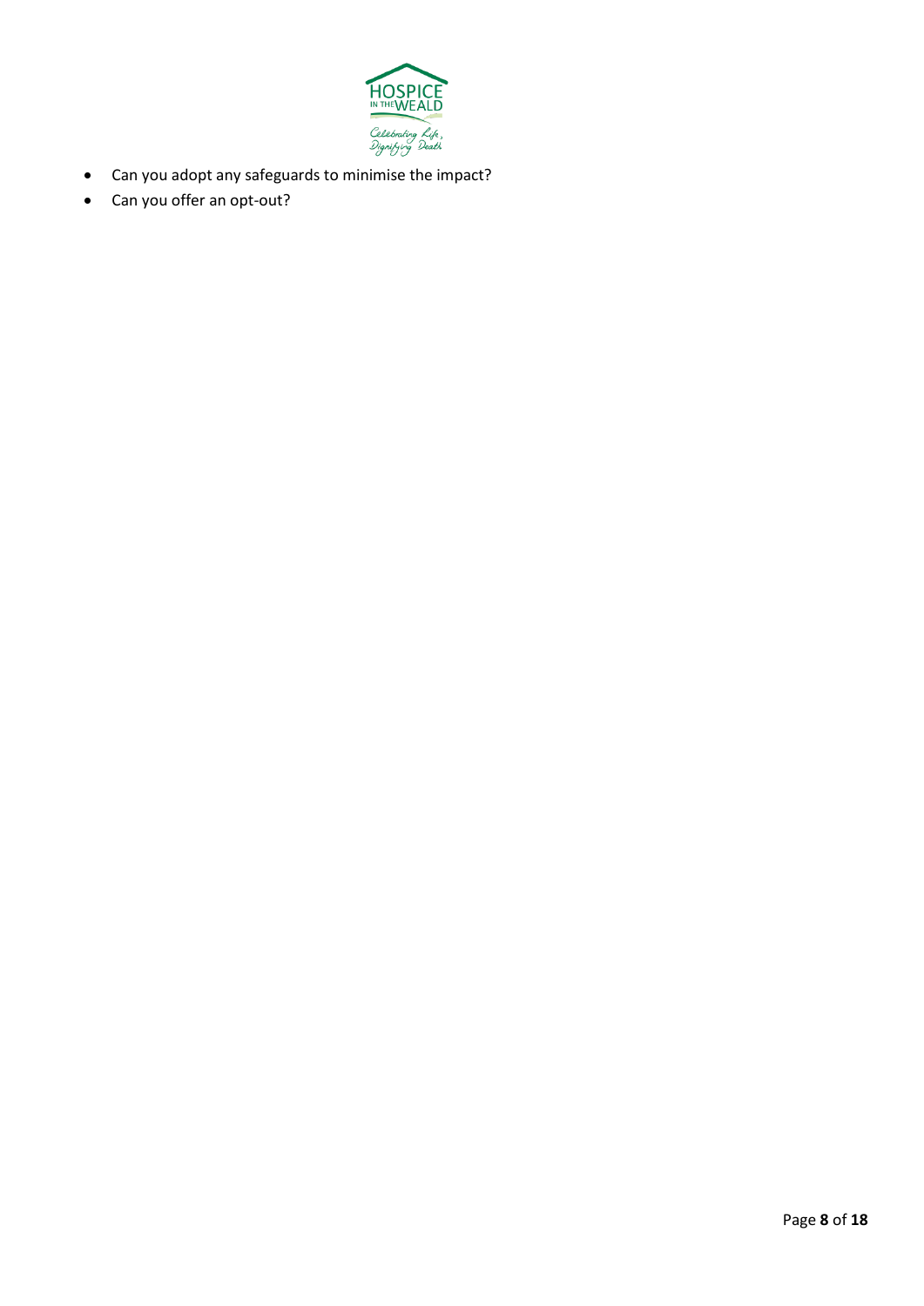- Can you adopt any safeguards to minimise the impact?
- Can you offer an opt-out?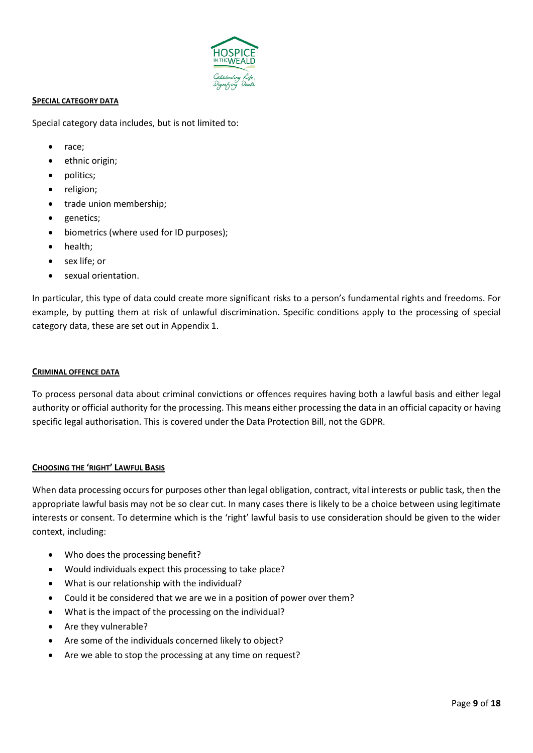## Special category data

Special category data includes, but is not limited to:

- race;
- ethnic origin;
- politics;
- religion;
- trade union membership;
- genetics;
- biometrics (where used for ID purposes);
- health;
- sex life; or
- sexual orientation.

In particular, this type of data could create more significant risks to a person's fundamental rights and freedoms. For example, by putting them at risk of unlawful discrimination. Specific conditions apply to the processing of special category data, these are set out in Appendix 1.

## Criminal offence data

To process personal data about criminal convictions or offences requires having both a lawful basis and either legal authority or official authority for the processing. This means either processing the data in an official capacity or having specific legal authorisation. This is covered under the Data Protection Bill, not the GDPR.

## Choosing the 'right' Lawful Basis

When data processing occurs for purposes other than legal obligation, contract, vital interests or public task, then the appropriate lawful basis may not be so clear cut. In many cases there is likely to be a choice between using legitimate interests or consent. To determine which is the 'right' lawful basis to use consideration should be given to the wider context, including:

- Who does the processing benefit?
- Would individuals expect this processing to take place?
- What is our relationship with the individual?
- Could it be considered that we are we in a position of power over them?
- What is the impact of the processing on the individual?
- Are they vulnerable?
- Are some of the individuals concerned likely to object?
- Are we able to stop the processing at any time on request?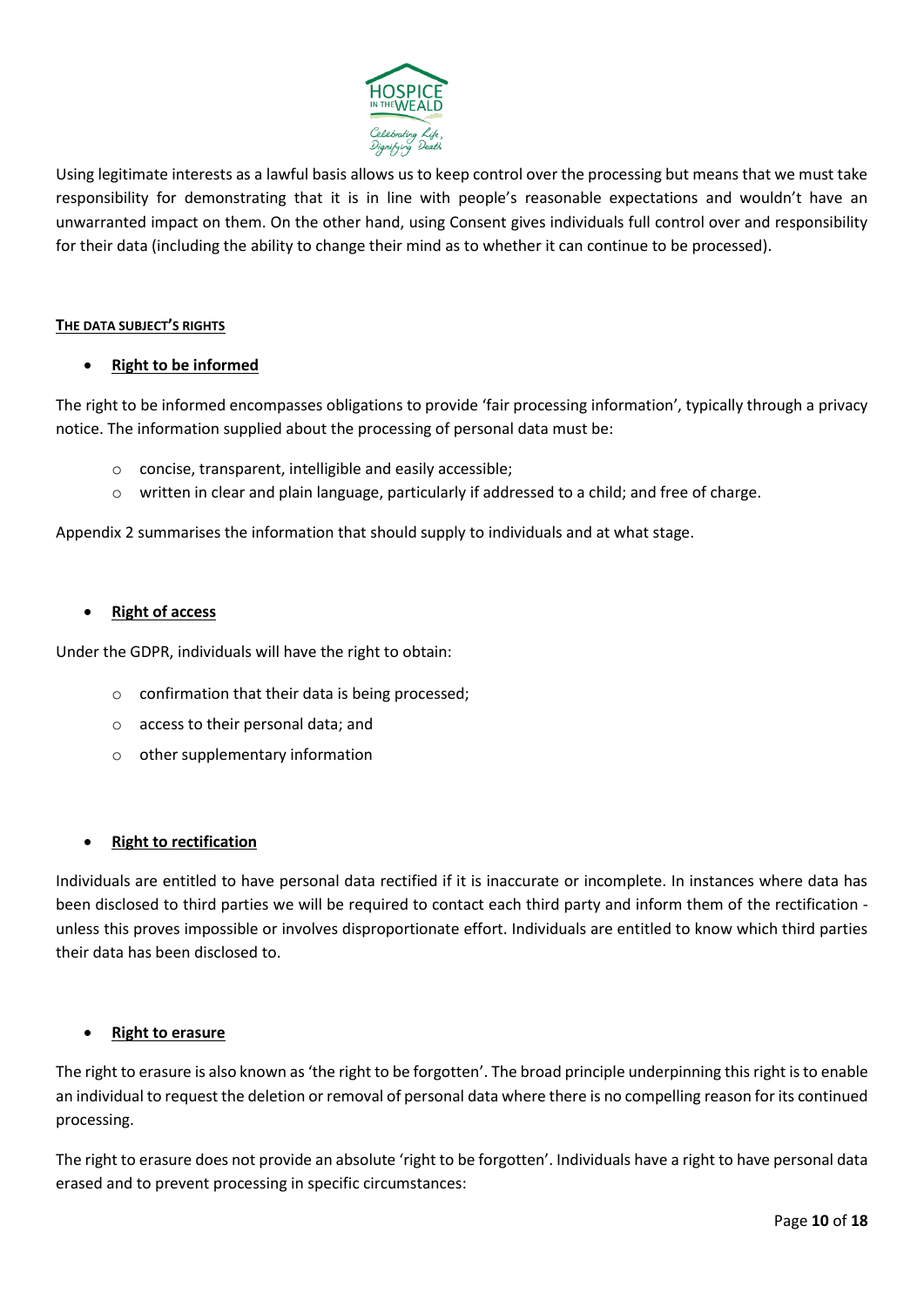Using legitimate interests as a lawful basis allows us to keep control over the processing but means that we must take responsibility for demonstrating that it is in line with people's reasonable expectations and wouldn't have an unwarranted impact on them. On the other hand, using Consent gives individuals full control over and responsibility for their data (including the ability to change their mind as to whether it can continue to be processed).

## THE DATA SUBJECT'S RIGHTS

- **Right to be informed**

The right to be informed encompasses obligations to provide 'fair processing information', typically through a privacy notice. The information supplied about the processing of personal data must be:

  - concise, transparent, intelligible and easily accessible;
  - written in clear and plain language, particularly if addressed to a child; and free of charge.

Appendix 2 summarises the information that should supply to individuals and at what stage.

- **Right of access**

Under the GDPR, individuals will have the right to obtain:

  - confirmation that their data is being processed;
  - access to their personal data; and
  - other supplementary information

- **Right to rectification**

Individuals are entitled to have personal data rectified if it is inaccurate or incomplete. In instances where data has been disclosed to third parties we will be required to contact each third party and inform them of the rectification - unless this proves impossible or involves disproportionate effort. Individuals are entitled to know which third parties their data has been disclosed to.

- **Right to erasure**

The right to erasure is also known as 'the right to be forgotten'. The broad principle underpinning this right is to enable an individual to request the deletion or removal of personal data where there is no compelling reason for its continued processing.

The right to erasure does not provide an absolute 'right to be forgotten'. Individuals have a right to have personal data erased and to prevent processing in specific circumstances: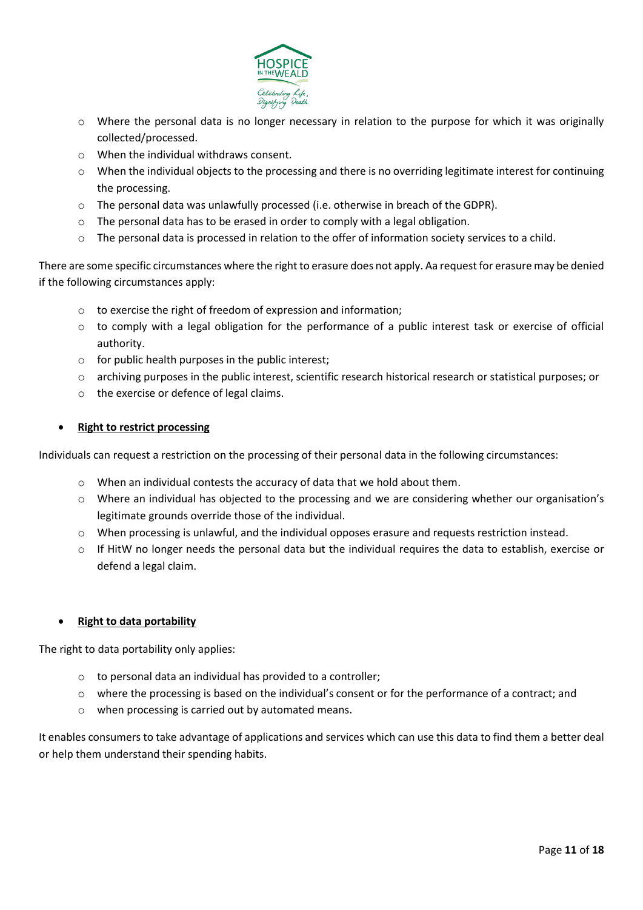- Where the personal data is no longer necessary in relation to the purpose for which it was originally collected/processed.
- When the individual withdraws consent.
- When the individual objects to the processing and there is no overriding legitimate interest for continuing the processing.
- The personal data was unlawfully processed (i.e. otherwise in breach of the GDPR).
- The personal data has to be erased in order to comply with a legal obligation.
- The personal data is processed in relation to the offer of information society services to a child.

There are some specific circumstances where the right to erasure does not apply. Aa request for erasure may be denied if the following circumstances apply:

- to exercise the right of freedom of expression and information;
- to comply with a legal obligation for the performance of a public interest task or exercise of official authority.
- for public health purposes in the public interest;
- archiving purposes in the public interest, scientific research historical research or statistical purposes; or
- the exercise or defence of legal claims.

- **<u>Right to restrict processing</u>**

Individuals can request a restriction on the processing of their personal data in the following circumstances:

- When an individual contests the accuracy of data that we hold about them.
- Where an individual has objected to the processing and we are considering whether our organisation's legitimate grounds override those of the individual.
- When processing is unlawful, and the individual opposes erasure and requests restriction instead.
- If HitW no longer needs the personal data but the individual requires the data to establish, exercise or defend a legal claim.

- **<u>Right to data portability</u>**

The right to data portability only applies:

- to personal data an individual has provided to a controller;
- where the processing is based on the individual's consent or for the performance of a contract; and
- when processing is carried out by automated means.

It enables consumers to take advantage of applications and services which can use this data to find them a better deal or help them understand their spending habits.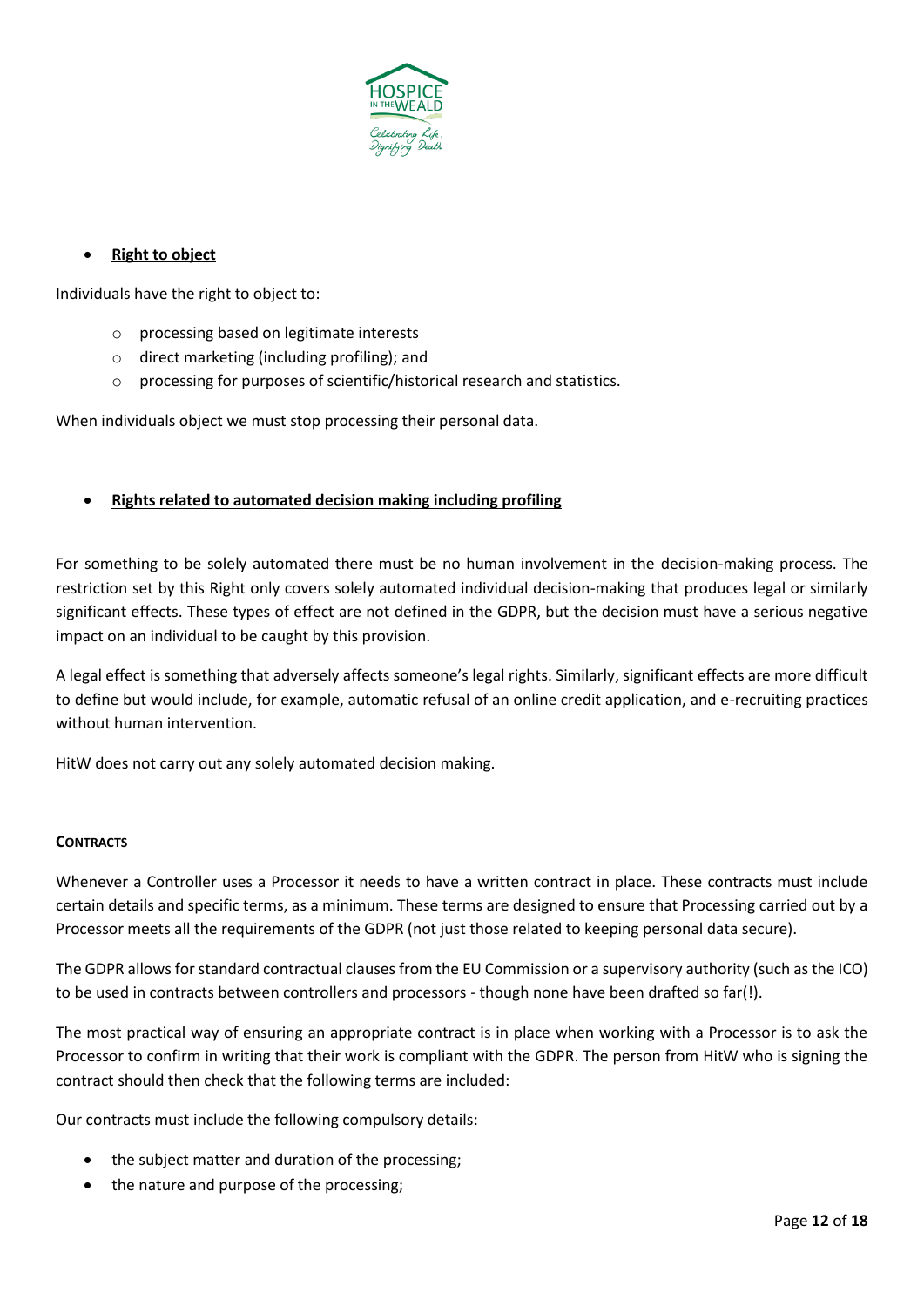- **Right to object**

Individuals have the right to object to:

  - processing based on legitimate interests
  - direct marketing (including profiling); and
  - processing for purposes of scientific/historical research and statistics.

When individuals object we must stop processing their personal data.

- **Rights related to automated decision making including profiling**

For something to be solely automated there must be no human involvement in the decision-making process. The restriction set by this Right only covers solely automated individual decision-making that produces legal or similarly significant effects. These types of effect are not defined in the GDPR, but the decision must have a serious negative impact on an individual to be caught by this provision.

A legal effect is something that adversely affects someone's legal rights. Similarly, significant effects are more difficult to define but would include, for example, automatic refusal of an online credit application, and e-recruiting practices without human intervention.

HitW does not carry out any solely automated decision making.

## CONTRACTS

Whenever a Controller uses a Processor it needs to have a written contract in place. These contracts must include certain details and specific terms, as a minimum. These terms are designed to ensure that Processing carried out by a Processor meets all the requirements of the GDPR (not just those related to keeping personal data secure).

The GDPR allows for standard contractual clauses from the EU Commission or a supervisory authority (such as the ICO) to be used in contracts between controllers and processors - though none have been drafted so far(!).

The most practical way of ensuring an appropriate contract is in place when working with a Processor is to ask the Processor to confirm in writing that their work is compliant with the GDPR. The person from HitW who is signing the contract should then check that the following terms are included:

Our contracts must include the following compulsory details:

- the subject matter and duration of the processing;
- the nature and purpose of the processing;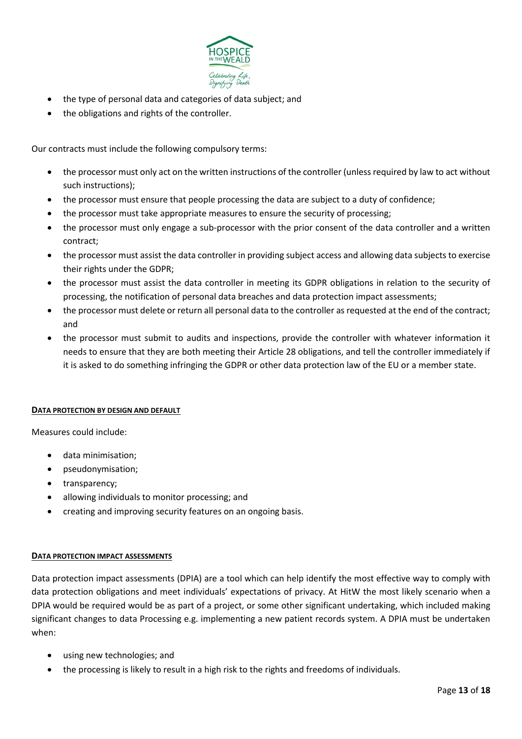- the type of personal data and categories of data subject; and
- the obligations and rights of the controller.

Our contracts must include the following compulsory terms:

- the processor must only act on the written instructions of the controller (unless required by law to act without such instructions);
- the processor must ensure that people processing the data are subject to a duty of confidence;
- the processor must take appropriate measures to ensure the security of processing;
- the processor must only engage a sub-processor with the prior consent of the data controller and a written contract;
- the processor must assist the data controller in providing subject access and allowing data subjects to exercise their rights under the GDPR;
- the processor must assist the data controller in meeting its GDPR obligations in relation to the security of processing, the notification of personal data breaches and data protection impact assessments;
- the processor must delete or return all personal data to the controller as requested at the end of the contract; and
- the processor must submit to audits and inspections, provide the controller with whatever information it needs to ensure that they are both meeting their Article 28 obligations, and tell the controller immediately if it is asked to do something infringing the GDPR or other data protection law of the EU or a member state.

## DATA PROTECTION BY DESIGN AND DEFAULT

Measures could include:

- data minimisation;
- pseudonymisation;
- transparency;
- allowing individuals to monitor processing; and
- creating and improving security features on an ongoing basis.

## DATA PROTECTION IMPACT ASSESSMENTS

Data protection impact assessments (DPIA) are a tool which can help identify the most effective way to comply with data protection obligations and meet individuals' expectations of privacy. At HitW the most likely scenario when a DPIA would be required would be as part of a project, or some other significant undertaking, which included making significant changes to data Processing e.g. implementing a new patient records system. A DPIA must be undertaken when:

- using new technologies; and
- the processing is likely to result in a high risk to the rights and freedoms of individuals.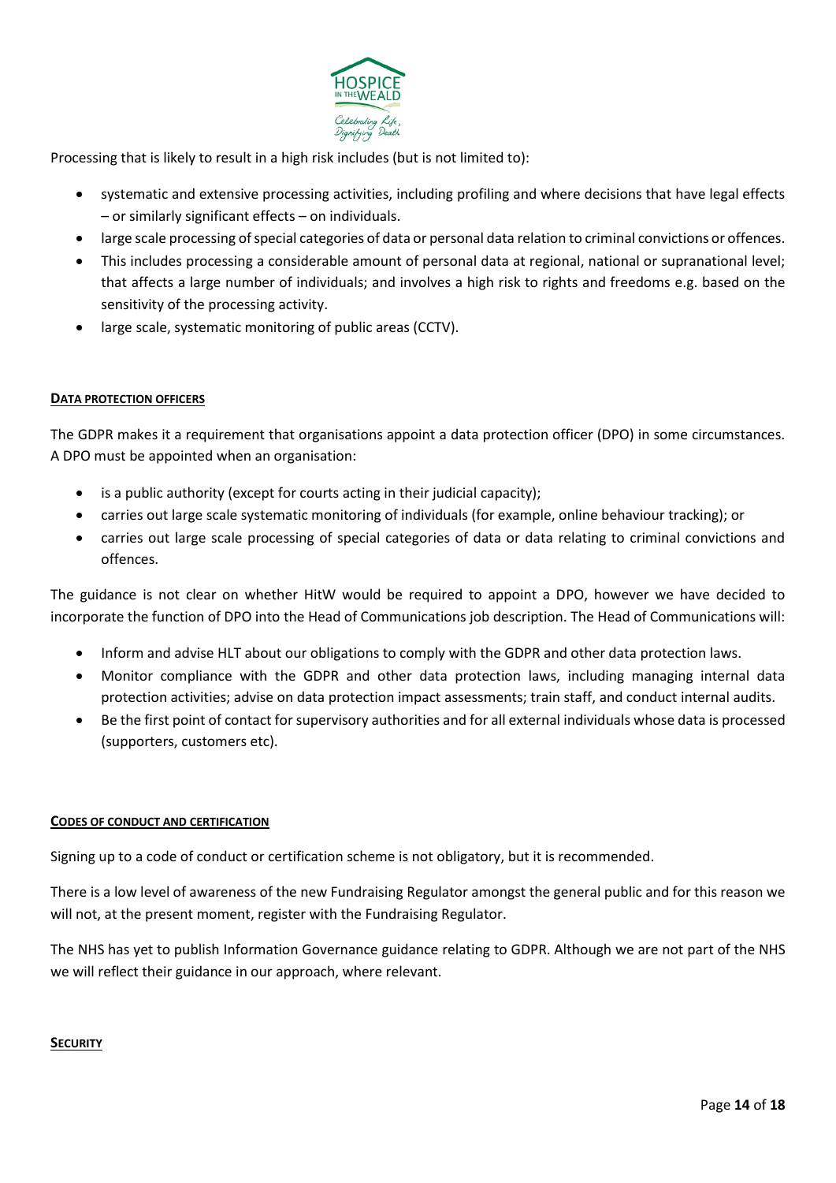Processing that is likely to result in a high risk includes (but is not limited to):

- systematic and extensive processing activities, including profiling and where decisions that have legal effects – or similarly significant effects – on individuals.
- large scale processing of special categories of data or personal data relation to criminal convictions or offences.
- This includes processing a considerable amount of personal data at regional, national or supranational level; that affects a large number of individuals; and involves a high risk to rights and freedoms e.g. based on the sensitivity of the processing activity.
- large scale, systematic monitoring of public areas (CCTV).

## DATA PROTECTION OFFICERS

The GDPR makes it a requirement that organisations appoint a data protection officer (DPO) in some circumstances. A DPO must be appointed when an organisation:

- is a public authority (except for courts acting in their judicial capacity);
- carries out large scale systematic monitoring of individuals (for example, online behaviour tracking); or
- carries out large scale processing of special categories of data or data relating to criminal convictions and offences.

The guidance is not clear on whether HitW would be required to appoint a DPO, however we have decided to incorporate the function of DPO into the Head of Communications job description. The Head of Communications will:

- Inform and advise HLT about our obligations to comply with the GDPR and other data protection laws.
- Monitor compliance with the GDPR and other data protection laws, including managing internal data protection activities; advise on data protection impact assessments; train staff, and conduct internal audits.
- Be the first point of contact for supervisory authorities and for all external individuals whose data is processed (supporters, customers etc).

## CODES OF CONDUCT AND CERTIFICATION

Signing up to a code of conduct or certification scheme is not obligatory, but it is recommended.

There is a low level of awareness of the new Fundraising Regulator amongst the general public and for this reason we will not, at the present moment, register with the Fundraising Regulator.

The NHS has yet to publish Information Governance guidance relating to GDPR. Although we are not part of the NHS we will reflect their guidance in our approach, where relevant.

## SECURITY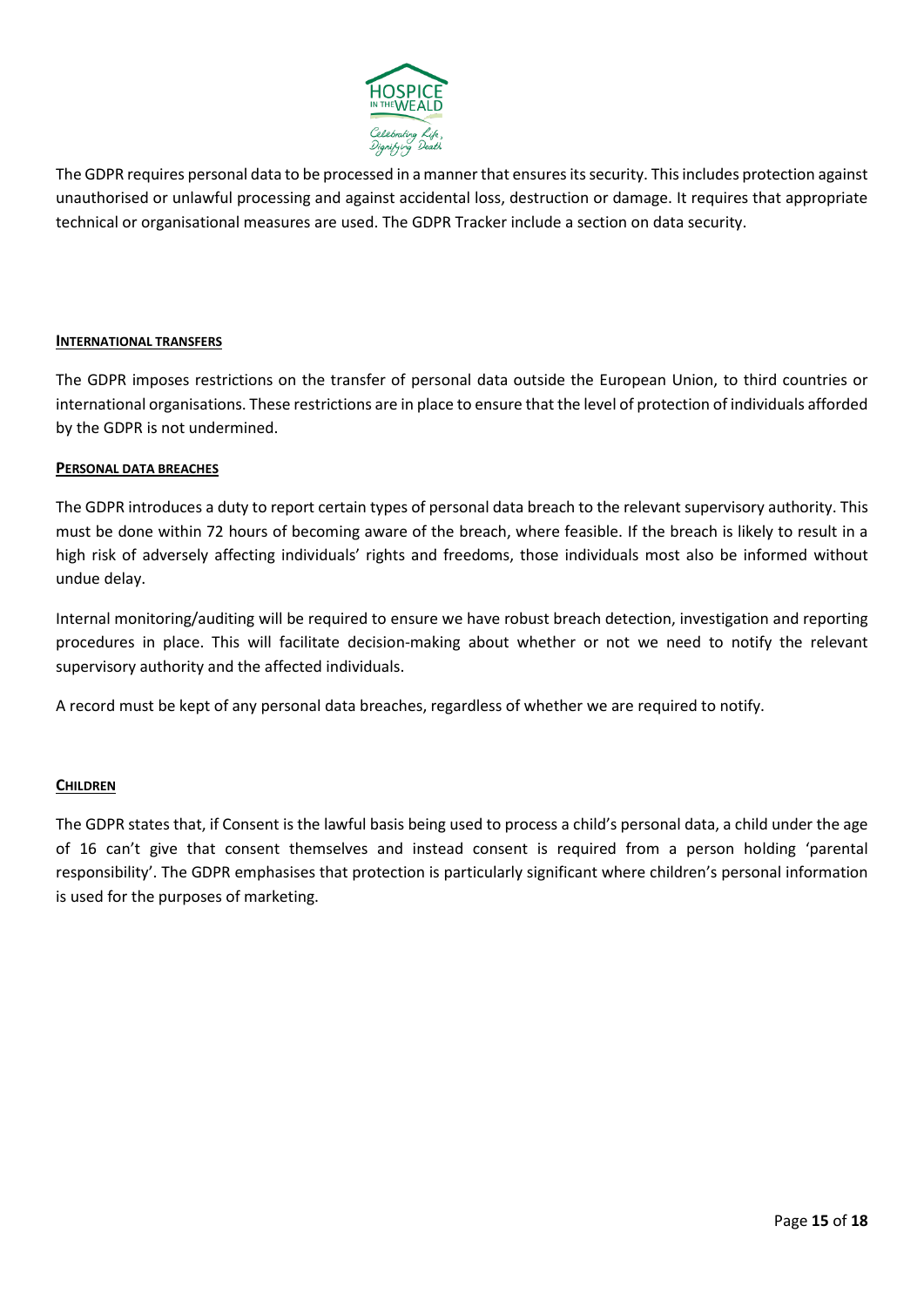The GDPR requires personal data to be processed in a manner that ensures its security. This includes protection against unauthorised or unlawful processing and against accidental loss, destruction or damage. It requires that appropriate technical or organisational measures are used. The GDPR Tracker include a section on data security.

#### INTERNATIONAL TRANSFERS

The GDPR imposes restrictions on the transfer of personal data outside the European Union, to third countries or international organisations. These restrictions are in place to ensure that the level of protection of individuals afforded by the GDPR is not undermined.

#### PERSONAL DATA BREACHES

The GDPR introduces a duty to report certain types of personal data breach to the relevant supervisory authority. This must be done within 72 hours of becoming aware of the breach, where feasible. If the breach is likely to result in a high risk of adversely affecting individuals' rights and freedoms, those individuals most also be informed without undue delay.

Internal monitoring/auditing will be required to ensure we have robust breach detection, investigation and reporting procedures in place. This will facilitate decision-making about whether or not we need to notify the relevant supervisory authority and the affected individuals.

A record must be kept of any personal data breaches, regardless of whether we are required to notify.

#### CHILDREN

The GDPR states that, if Consent is the lawful basis being used to process a child's personal data, a child under the age of 16 can't give that consent themselves and instead consent is required from a person holding 'parental responsibility'. The GDPR emphasises that protection is particularly significant where children's personal information is used for the purposes of marketing.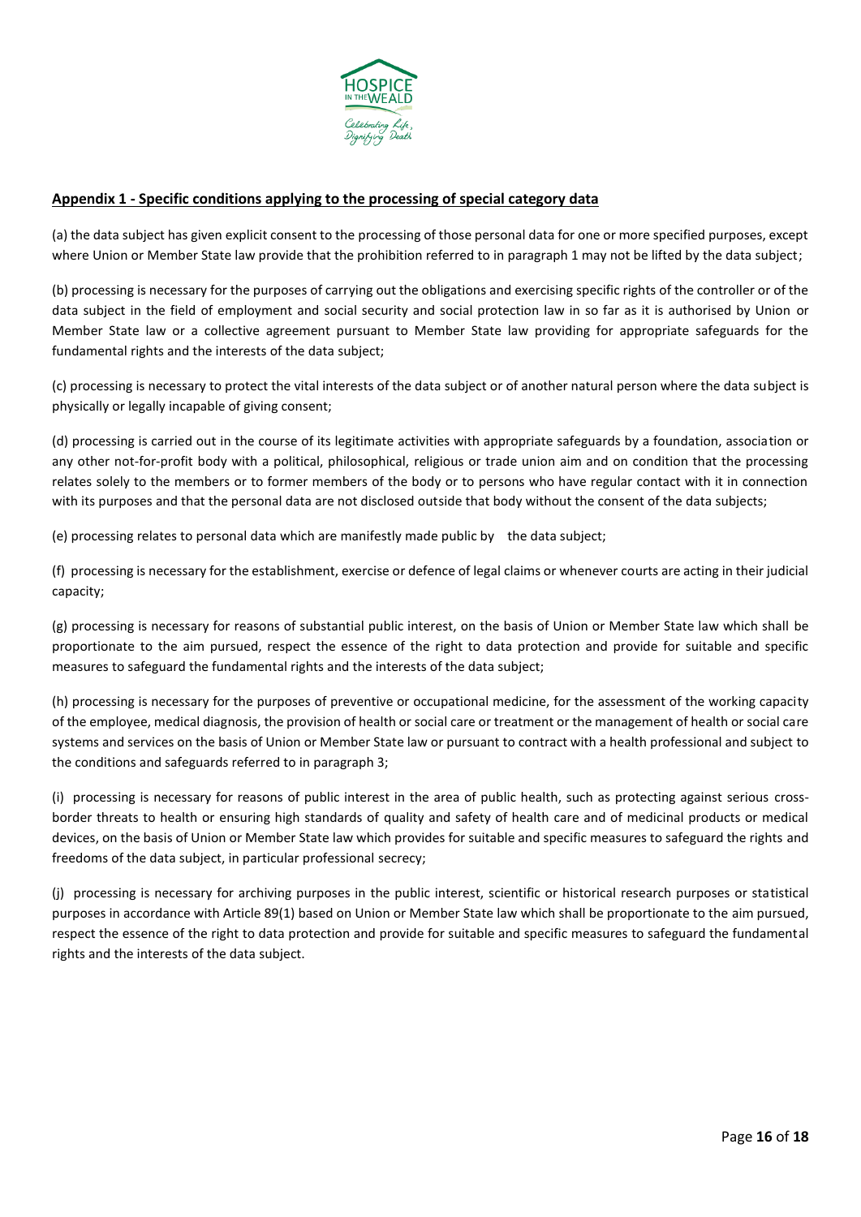**Appendix 1 - Specific conditions applying to the processing of special category data**

(a) the data subject has given explicit consent to the processing of those personal data for one or more specified purposes, except where Union or Member State law provide that the prohibition referred to in paragraph 1 may not be lifted by the data subject;

(b) processing is necessary for the purposes of carrying out the obligations and exercising specific rights of the controller or of the data subject in the field of employment and social security and social protection law in so far as it is authorised by Union or Member State law or a collective agreement pursuant to Member State law providing for appropriate safeguards for the fundamental rights and the interests of the data subject;

(c) processing is necessary to protect the vital interests of the data subject or of another natural person where the data subject is physically or legally incapable of giving consent;

(d) processing is carried out in the course of its legitimate activities with appropriate safeguards by a foundation, association or any other not-for-profit body with a political, philosophical, religious or trade union aim and on condition that the processing relates solely to the members or to former members of the body or to persons who have regular contact with it in connection with its purposes and that the personal data are not disclosed outside that body without the consent of the data subjects;

(e) processing relates to personal data which are manifestly made public by the data subject;

(f) processing is necessary for the establishment, exercise or defence of legal claims or whenever courts are acting in their judicial capacity;

(g) processing is necessary for reasons of substantial public interest, on the basis of Union or Member State law which shall be proportionate to the aim pursued, respect the essence of the right to data protection and provide for suitable and specific measures to safeguard the fundamental rights and the interests of the data subject;

(h) processing is necessary for the purposes of preventive or occupational medicine, for the assessment of the working capacity of the employee, medical diagnosis, the provision of health or social care or treatment or the management of health or social care systems and services on the basis of Union or Member State law or pursuant to contract with a health professional and subject to the conditions and safeguards referred to in paragraph 3;

(i) processing is necessary for reasons of public interest in the area of public health, such as protecting against serious cross-border threats to health or ensuring high standards of quality and safety of health care and of medicinal products or medical devices, on the basis of Union or Member State law which provides for suitable and specific measures to safeguard the rights and freedoms of the data subject, in particular professional secrecy;

(j) processing is necessary for archiving purposes in the public interest, scientific or historical research purposes or statistical purposes in accordance with Article 89(1) based on Union or Member State law which shall be proportionate to the aim pursued, respect the essence of the right to data protection and provide for suitable and specific measures to safeguard the fundamental rights and the interests of the data subject.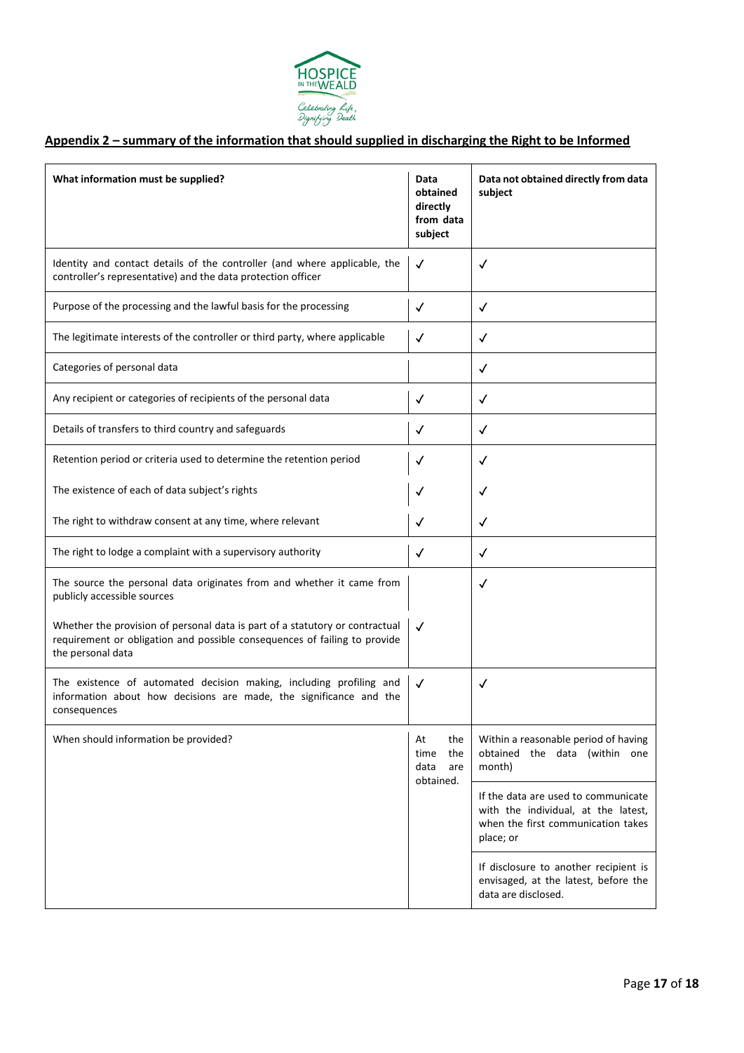## Appendix 2 – summary of the information that should supplied in discharging the Right to be Informed

| What information must be supplied? | Data obtained directly from data subject | Data not obtained directly from data subject |
|---|---|---|
| Identity and contact details of the controller (and where applicable, the controller's representative) and the data protection officer | ✓ | ✓ |
| Purpose of the processing and the lawful basis for the processing | ✓ | ✓ |
| The legitimate interests of the controller or third party, where applicable | ✓ | ✓ |
| Categories of personal data | | ✓ |
| Any recipient or categories of recipients of the personal data | ✓ | ✓ |
| Details of transfers to third country and safeguards | ✓ | ✓ |
| Retention period or criteria used to determine the retention period | ✓ | ✓ |
| The existence of each of data subject's rights | ✓ | ✓ |
| The right to withdraw consent at any time, where relevant | ✓ | ✓ |
| The right to lodge a complaint with a supervisory authority | ✓ | ✓ |
| The source the personal data originates from and whether it came from publicly accessible sources | | ✓ |
| Whether the provision of personal data is part of a statutory or contractual requirement or obligation and possible consequences of failing to provide the personal data | ✓ | |
| The existence of automated decision making, including profiling and information about how decisions are made, the significance and the consequences | ✓ | ✓ |
| When should information be provided? | At the time the data are obtained. | Within a reasonable period of having obtained the data (within one month) |
| | | If the data are used to communicate with the individual, at the latest, when the first communication takes place; or |
| | | If disclosure to another recipient is envisaged, at the latest, before the data are disclosed. |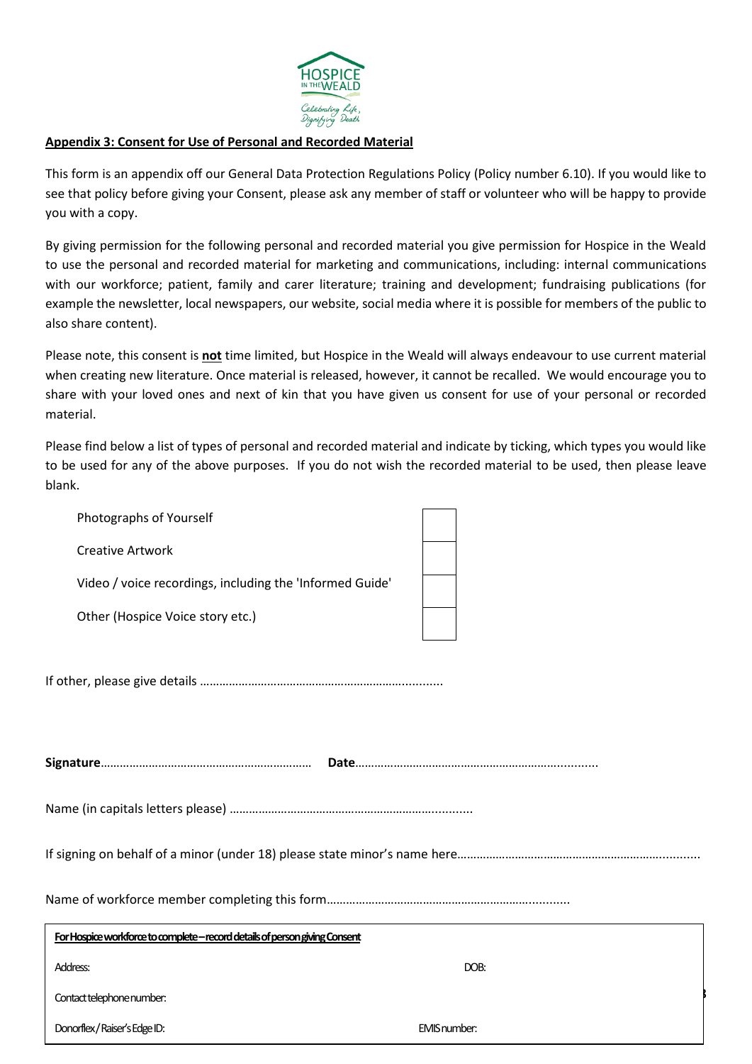HOSPICE IN THE WEALD

Celebrating Life, Dignifying Death

**Appendix 3: Consent for Use of Personal and Recorded Material**

This form is an appendix off our General Data Protection Regulations Policy (Policy number 6.10). If you would like to see that policy before giving your Consent, please ask any member of staff or volunteer who will be happy to provide you with a copy.

By giving permission for the following personal and recorded material you give permission for Hospice in the Weald to use the personal and recorded material for marketing and communications, including: internal communications with our workforce; patient, family and carer literature; training and development; fundraising publications (for example the newsletter, local newspapers, our website, social media where it is possible for members of the public to also share content).

Please note, this consent is **not** time limited, but Hospice in the Weald will always endeavour to use current material when creating new literature. Once material is released, however, it cannot be recalled. We would encourage you to share with your loved ones and next of kin that you have given us consent for use of your personal or recorded material.

Please find below a list of types of personal and recorded material and indicate by ticking, which types you would like to be used for any of the above purposes. If you do not wish the recorded material to be used, then please leave blank.

| | |
|---|---|
| Photographs of Yourself | ☐ |
| Creative Artwork | ☐ |
| Video / voice recordings, including the 'Informed Guide' | ☐ |
| Other (Hospice Voice story etc.) | ☐ |

If other, please give details ………………………………………………………..........

**Signature**……………………………………………………… **Date**………………………………………………………..........

Name (in capitals letters please) ………………………………………………………..........

If signing on behalf of a minor (under 18) please state minor's name here………………………………………………………..........

Name of workforce member completing this form………………………………………………………..........

| **For Hospice workforce to complete – record details of person giving Consent** | |
|---|---|
| Address: | DOB: |
| Contact telephone number: | |
| Donorflex / Raiser's Edge ID: | EMIS number: |